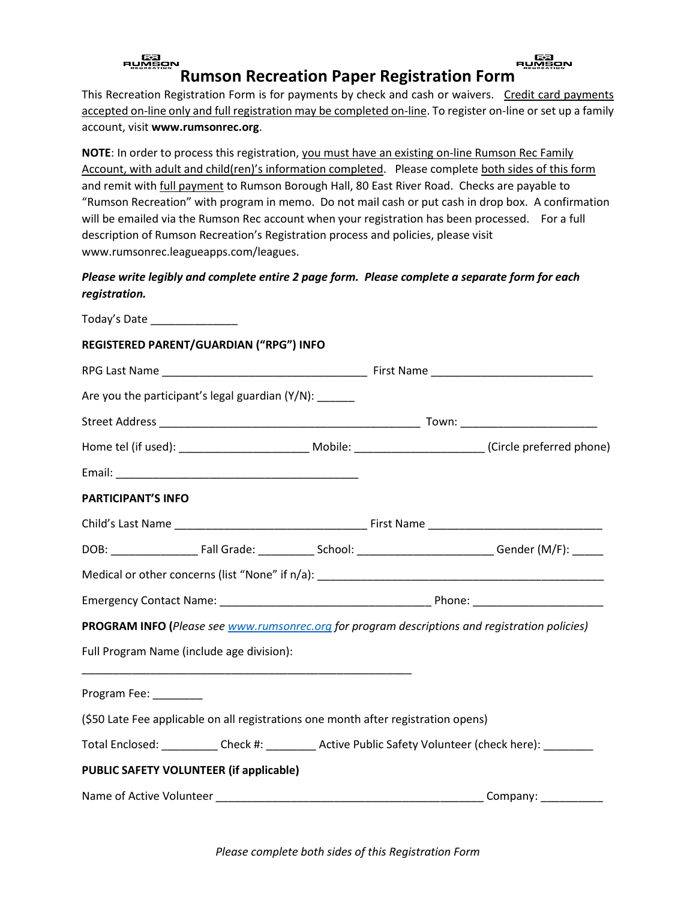# Rumson Recreation Paper Registration Form

This Recreation Registration Form is for payments by check and cash or waivers. Credit card payments accepted on-line only and full registration may be completed on-line. To register on-line or set up a family account, visit **www.rumsonrec.org**.

**NOTE**: In order to process this registration, you must have an existing on-line Rumson Rec Family Account, with adult and child(ren)'s information completed. Please complete both sides of this form and remit with full payment to Rumson Borough Hall, 80 East River Road. Checks are payable to "Rumson Recreation" with program in memo. Do not mail cash or put cash in drop box. A confirmation will be emailed via the Rumson Rec account when your registration has been processed. For a full description of Rumson Recreation's Registration process and policies, please visit www.rumsonrec.leagueapps.com/leagues.

***Please write legibly and complete entire 2 page form. Please complete a separate form for each registration.***

Today's Date ______________

**REGISTERED PARENT/GUARDIAN ("RPG") INFO**

RPG Last Name ________________________________ First Name ________________________

Are you the participant's legal guardian (Y/N): ______

Street Address ________________________________________ Town: ____________________

Home tel (if used): ____________________ Mobile: ____________________ (Circle preferred phone)

Email: _____________________________________

**PARTICIPANT'S INFO**

Child's Last Name ______________________________ First Name __________________________

DOB: _____________ Fall Grade: _________ School: ____________________ Gender (M/F): _____

Medical or other concerns (list "None" if n/a): _____________________________________________

Emergency Contact Name: ________________________________ Phone: ____________________

**PROGRAM INFO (***Please see www.rumsonrec.org for program descriptions and registration policies***)**

Full Program Name (include age division):

__________________________________________________

Program Fee: ________

($50 Late Fee applicable on all registrations one month after registration opens)

Total Enclosed: _________ Check #: ________ Active Public Safety Volunteer (check here): ________

**PUBLIC SAFETY VOLUNTEER (if applicable)**

Name of Active Volunteer ________________________________________ Company: __________

*Please complete both sides of this Registration Form*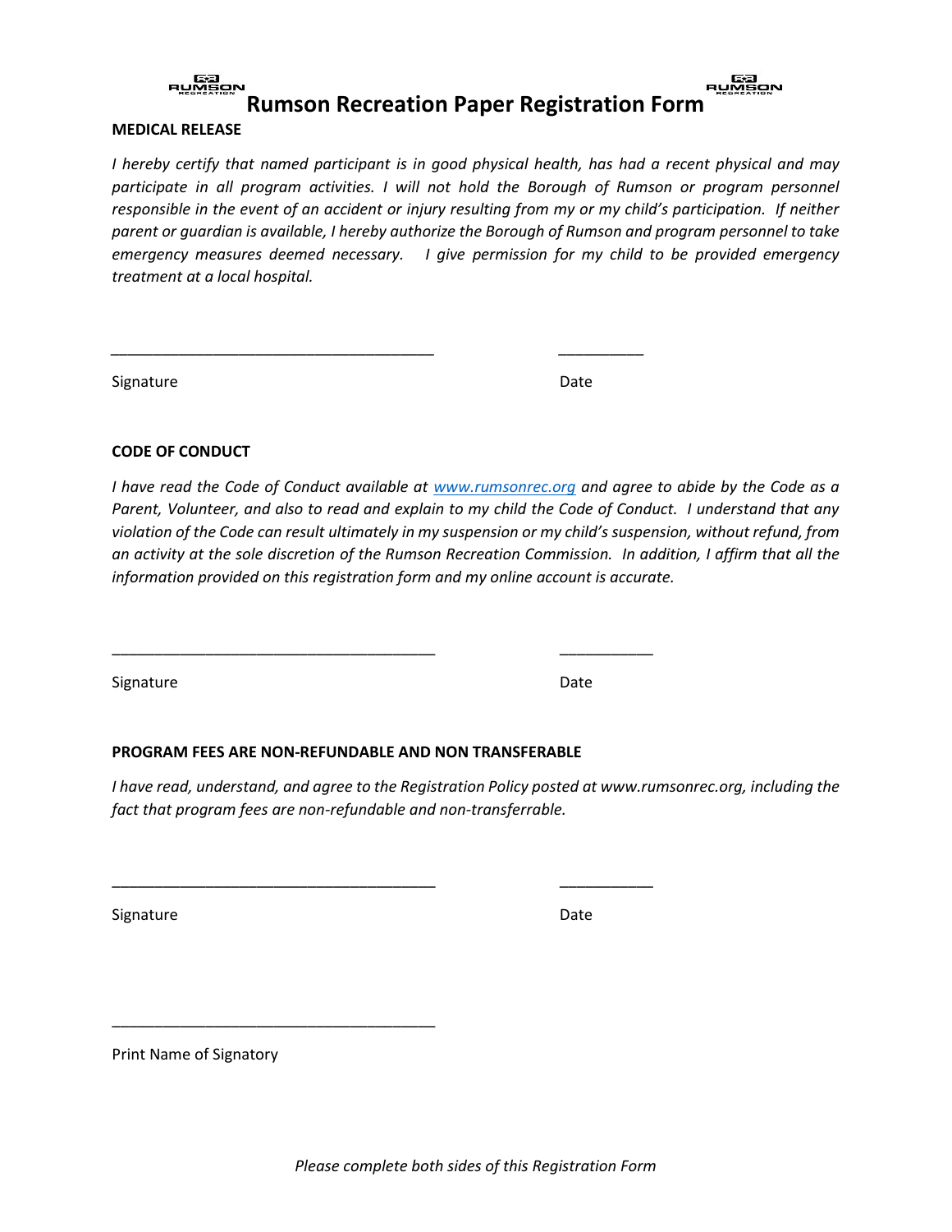# Rumson Recreation Paper Registration Form

**MEDICAL RELEASE**

*I hereby certify that named participant is in good physical health, has had a recent physical and may participate in all program activities. I will not hold the Borough of Rumson or program personnel responsible in the event of an accident or injury resulting from my or my child's participation. If neither parent or guardian is available, I hereby authorize the Borough of Rumson and program personnel to take emergency measures deemed necessary. I give permission for my child to be provided emergency treatment at a local hospital.*

_______________________________________ __________

Signature Date

**CODE OF CONDUCT**

*I have read the Code of Conduct available at www.rumsonrec.org and agree to abide by the Code as a Parent, Volunteer, and also to read and explain to my child the Code of Conduct. I understand that any violation of the Code can result ultimately in my suspension or my child's suspension, without refund, from an activity at the sole discretion of the Rumson Recreation Commission. In addition, I affirm that all the information provided on this registration form and my online account is accurate.*

_______________________________________ ___________

Signature Date

**PROGRAM FEES ARE NON-REFUNDABLE AND NON TRANSFERABLE**

*I have read, understand, and agree to the Registration Policy posted at www.rumsonrec.org, including the fact that program fees are non-refundable and non-transferrable.*

_______________________________________ ___________

Signature Date

_______________________________________

Print Name of Signatory

*Please complete both sides of this Registration Form*